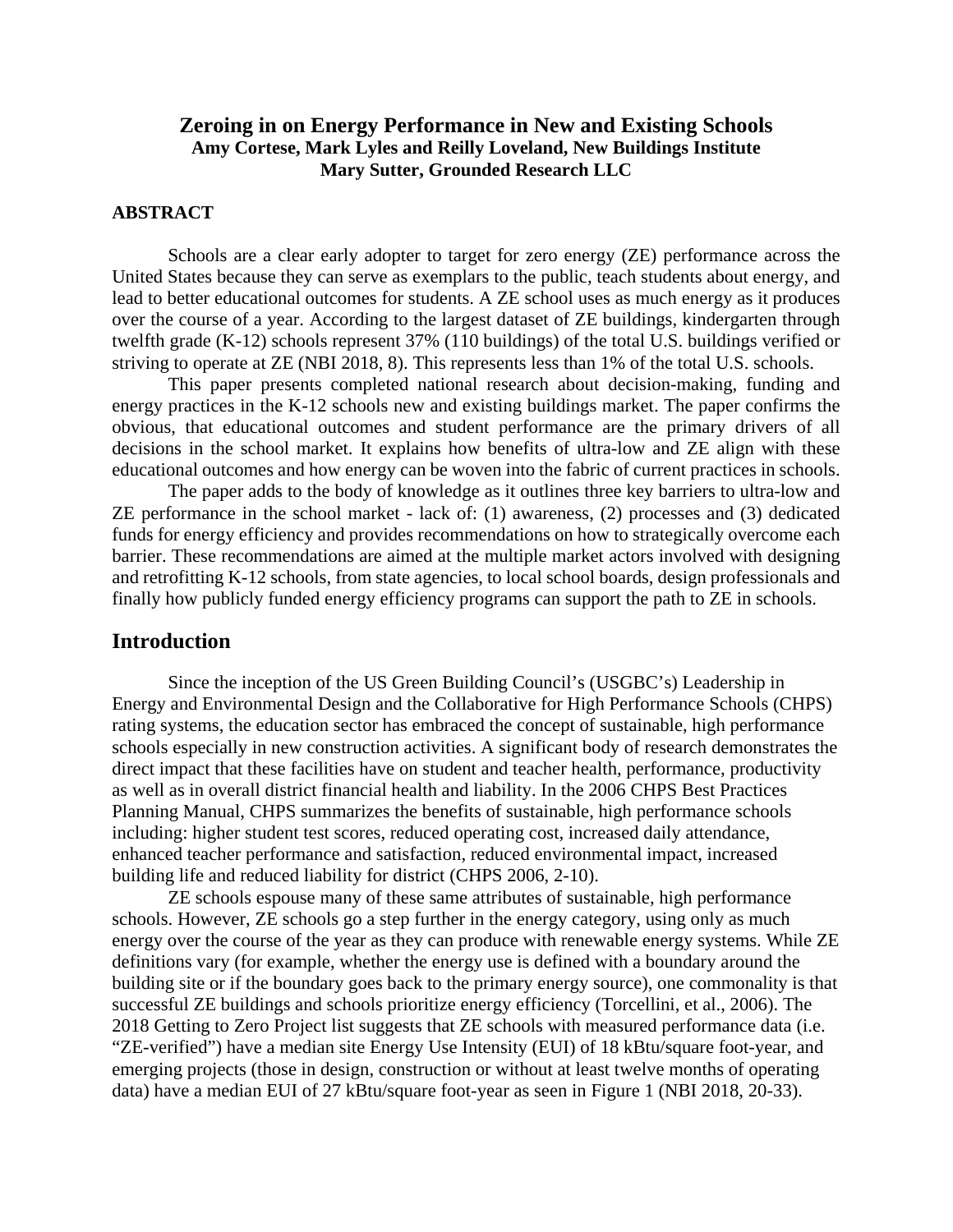# Zeroing in on Energy Performance in New and Existing Schools

**Amy Cortese, Mark Lyles and Reilly Loveland, New Buildings Institute**
**Mary Sutter, Grounded Research LLC**

## ABSTRACT

Schools are a clear early adopter to target for zero energy (ZE) performance across the United States because they can serve as exemplars to the public, teach students about energy, and lead to better educational outcomes for students. A ZE school uses as much energy as it produces over the course of a year. According to the largest dataset of ZE buildings, kindergarten through twelfth grade (K-12) schools represent 37% (110 buildings) of the total U.S. buildings verified or striving to operate at ZE (NBI 2018, 8). This represents less than 1% of the total U.S. schools.

This paper presents completed national research about decision-making, funding and energy practices in the K-12 schools new and existing buildings market. The paper confirms the obvious, that educational outcomes and student performance are the primary drivers of all decisions in the school market. It explains how benefits of ultra-low and ZE align with these educational outcomes and how energy can be woven into the fabric of current practices in schools.

The paper adds to the body of knowledge as it outlines three key barriers to ultra-low and ZE performance in the school market - lack of: (1) awareness, (2) processes and (3) dedicated funds for energy efficiency and provides recommendations on how to strategically overcome each barrier. These recommendations are aimed at the multiple market actors involved with designing and retrofitting K-12 schools, from state agencies, to local school boards, design professionals and finally how publicly funded energy efficiency programs can support the path to ZE in schools.

## Introduction

Since the inception of the US Green Building Council's (USGBC's) Leadership in Energy and Environmental Design and the Collaborative for High Performance Schools (CHPS) rating systems, the education sector has embraced the concept of sustainable, high performance schools especially in new construction activities. A significant body of research demonstrates the direct impact that these facilities have on student and teacher health, performance, productivity as well as in overall district financial health and liability. In the 2006 CHPS Best Practices Planning Manual, CHPS summarizes the benefits of sustainable, high performance schools including: higher student test scores, reduced operating cost, increased daily attendance, enhanced teacher performance and satisfaction, reduced environmental impact, increased building life and reduced liability for district (CHPS 2006, 2-10).

ZE schools espouse many of these same attributes of sustainable, high performance schools. However, ZE schools go a step further in the energy category, using only as much energy over the course of the year as they can produce with renewable energy systems. While ZE definitions vary (for example, whether the energy use is defined with a boundary around the building site or if the boundary goes back to the primary energy source), one commonality is that successful ZE buildings and schools prioritize energy efficiency (Torcellini, et al., 2006). The 2018 Getting to Zero Project list suggests that ZE schools with measured performance data (i.e. "ZE-verified") have a median site Energy Use Intensity (EUI) of 18 kBtu/square foot-year, and emerging projects (those in design, construction or without at least twelve months of operating data) have a median EUI of 27 kBtu/square foot-year as seen in Figure 1 (NBI 2018, 20-33).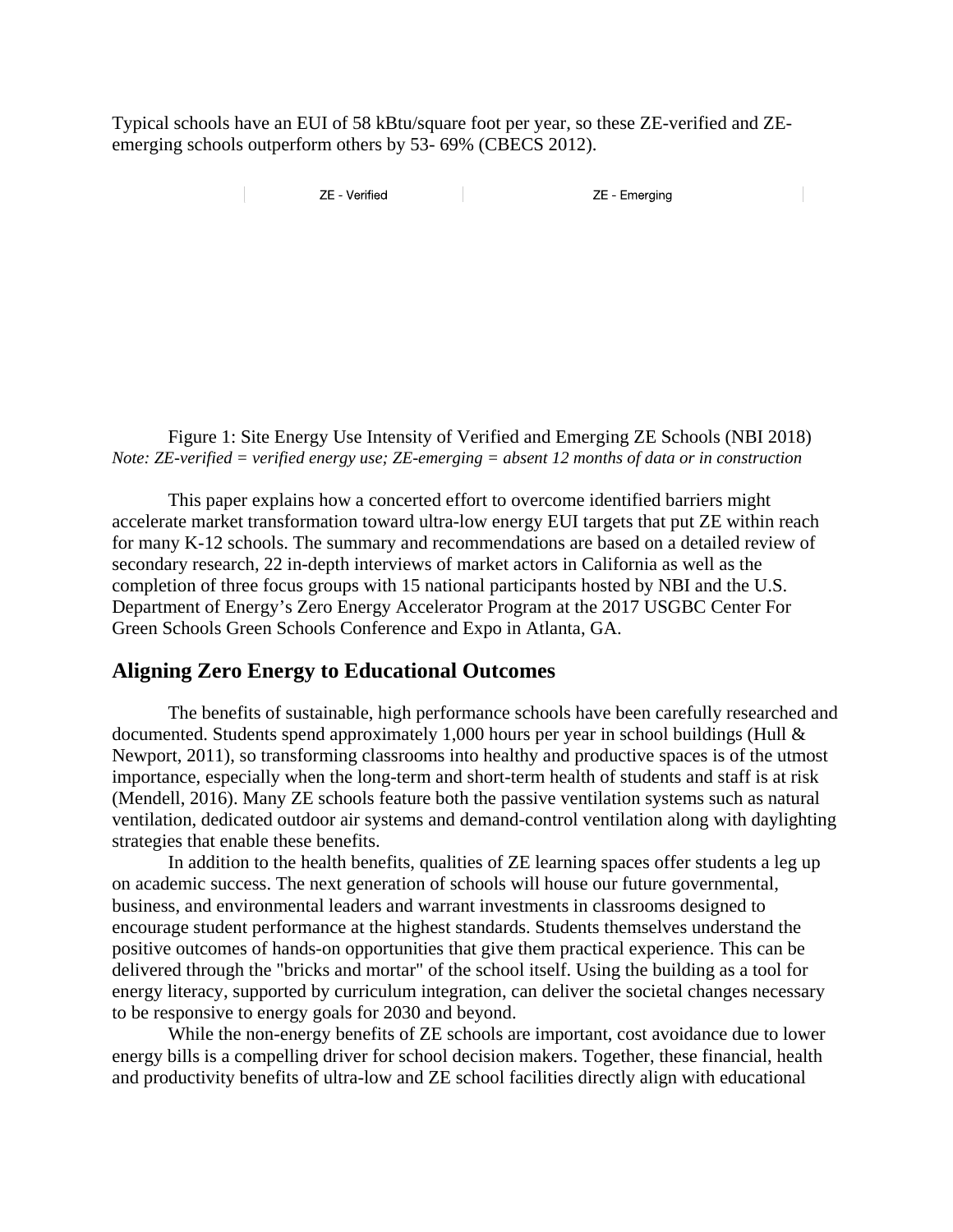Typical schools have an EUI of 58 kBtu/square foot per year, so these ZE-verified and ZE-emerging schools outperform others by 53- 69% (CBECS 2012).

| | ZE - Verified | ZE - Emerging |
|---|---|---|

Figure 1: Site Energy Use Intensity of Verified and Emerging ZE Schools (NBI 2018)

*Note: ZE-verified = verified energy use; ZE-emerging = absent 12 months of data or in construction*

This paper explains how a concerted effort to overcome identified barriers might accelerate market transformation toward ultra-low energy EUI targets that put ZE within reach for many K-12 schools. The summary and recommendations are based on a detailed review of secondary research, 22 in-depth interviews of market actors in California as well as the completion of three focus groups with 15 national participants hosted by NBI and the U.S. Department of Energy's Zero Energy Accelerator Program at the 2017 USGBC Center For Green Schools Green Schools Conference and Expo in Atlanta, GA.

## Aligning Zero Energy to Educational Outcomes

The benefits of sustainable, high performance schools have been carefully researched and documented. Students spend approximately 1,000 hours per year in school buildings (Hull & Newport, 2011), so transforming classrooms into healthy and productive spaces is of the utmost importance, especially when the long-term and short-term health of students and staff is at risk (Mendell, 2016). Many ZE schools feature both the passive ventilation systems such as natural ventilation, dedicated outdoor air systems and demand-control ventilation along with daylighting strategies that enable these benefits.

In addition to the health benefits, qualities of ZE learning spaces offer students a leg up on academic success. The next generation of schools will house our future governmental, business, and environmental leaders and warrant investments in classrooms designed to encourage student performance at the highest standards. Students themselves understand the positive outcomes of hands-on opportunities that give them practical experience. This can be delivered through the "bricks and mortar" of the school itself. Using the building as a tool for energy literacy, supported by curriculum integration, can deliver the societal changes necessary to be responsive to energy goals for 2030 and beyond.

While the non-energy benefits of ZE schools are important, cost avoidance due to lower energy bills is a compelling driver for school decision makers. Together, these financial, health and productivity benefits of ultra-low and ZE school facilities directly align with educational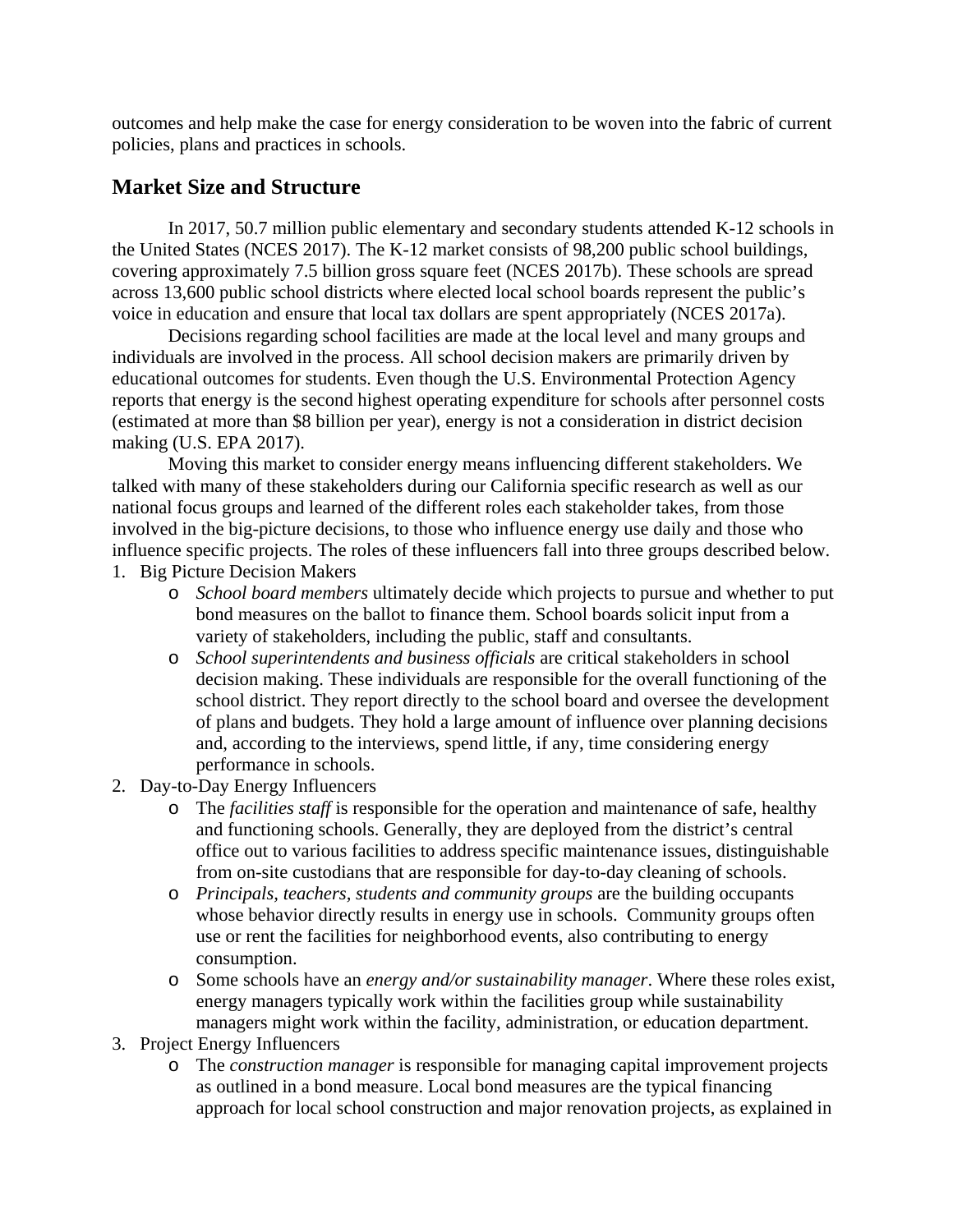outcomes and help make the case for energy consideration to be woven into the fabric of current policies, plans and practices in schools.

## Market Size and Structure

In 2017, 50.7 million public elementary and secondary students attended K-12 schools in the United States (NCES 2017). The K-12 market consists of 98,200 public school buildings, covering approximately 7.5 billion gross square feet (NCES 2017b). These schools are spread across 13,600 public school districts where elected local school boards represent the public's voice in education and ensure that local tax dollars are spent appropriately (NCES 2017a).

Decisions regarding school facilities are made at the local level and many groups and individuals are involved in the process. All school decision makers are primarily driven by educational outcomes for students. Even though the U.S. Environmental Protection Agency reports that energy is the second highest operating expenditure for schools after personnel costs (estimated at more than $8 billion per year), energy is not a consideration in district decision making (U.S. EPA 2017).

Moving this market to consider energy means influencing different stakeholders. We talked with many of these stakeholders during our California specific research as well as our national focus groups and learned of the different roles each stakeholder takes, from those involved in the big-picture decisions, to those who influence energy use daily and those who influence specific projects. The roles of these influencers fall into three groups described below.

1. Big Picture Decision Makers
   - *School board members* ultimately decide which projects to pursue and whether to put bond measures on the ballot to finance them. School boards solicit input from a variety of stakeholders, including the public, staff and consultants.
   - *School superintendents and business officials* are critical stakeholders in school decision making. These individuals are responsible for the overall functioning of the school district. They report directly to the school board and oversee the development of plans and budgets. They hold a large amount of influence over planning decisions and, according to the interviews, spend little, if any, time considering energy performance in schools.
2. Day-to-Day Energy Influencers
   - The *facilities staff* is responsible for the operation and maintenance of safe, healthy and functioning schools. Generally, they are deployed from the district's central office out to various facilities to address specific maintenance issues, distinguishable from on-site custodians that are responsible for day-to-day cleaning of schools.
   - *Principals, teachers, students and community groups* are the building occupants whose behavior directly results in energy use in schools. Community groups often use or rent the facilities for neighborhood events, also contributing to energy consumption.
   - Some schools have an *energy and/or sustainability manager*. Where these roles exist, energy managers typically work within the facilities group while sustainability managers might work within the facility, administration, or education department.
3. Project Energy Influencers
   - The *construction manager* is responsible for managing capital improvement projects as outlined in a bond measure. Local bond measures are the typical financing approach for local school construction and major renovation projects, as explained in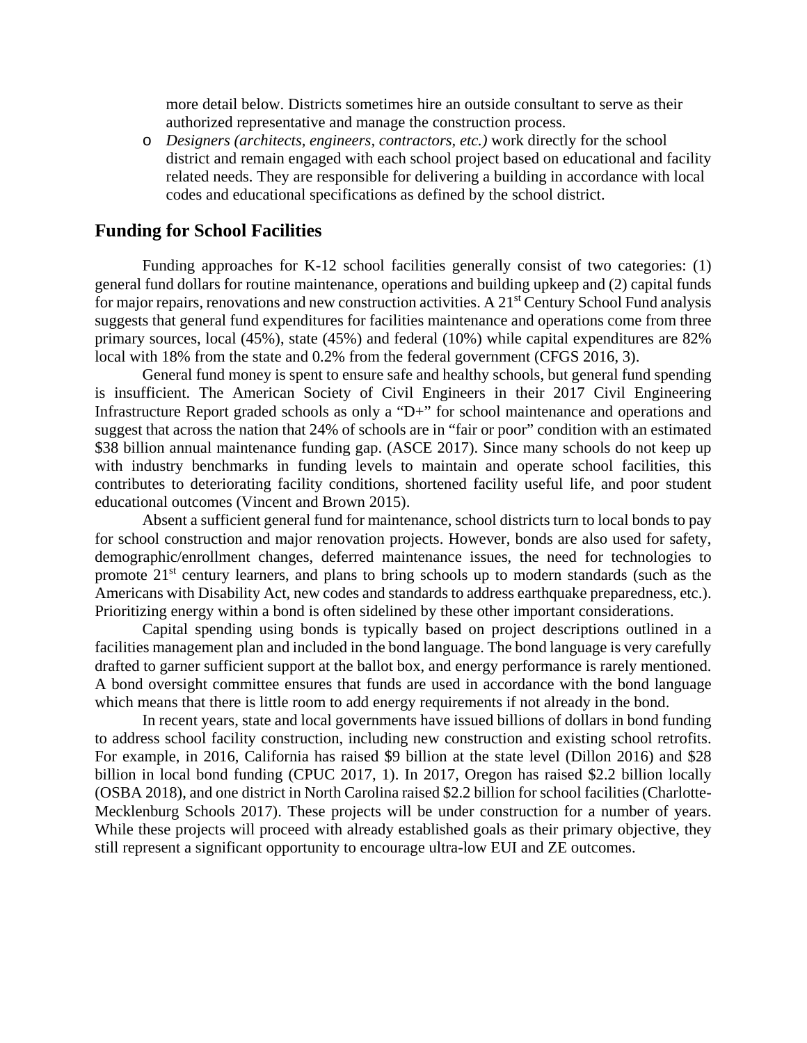more detail below. Districts sometimes hire an outside consultant to serve as their authorized representative and manage the construction process.

- *Designers (architects, engineers, contractors, etc.)* work directly for the school district and remain engaged with each school project based on educational and facility related needs. They are responsible for delivering a building in accordance with local codes and educational specifications as defined by the school district.

## Funding for School Facilities

Funding approaches for K-12 school facilities generally consist of two categories: (1) general fund dollars for routine maintenance, operations and building upkeep and (2) capital funds for major repairs, renovations and new construction activities. A 21st Century School Fund analysis suggests that general fund expenditures for facilities maintenance and operations come from three primary sources, local (45%), state (45%) and federal (10%) while capital expenditures are 82% local with 18% from the state and 0.2% from the federal government (CFGS 2016, 3).

General fund money is spent to ensure safe and healthy schools, but general fund spending is insufficient. The American Society of Civil Engineers in their 2017 Civil Engineering Infrastructure Report graded schools as only a "D+" for school maintenance and operations and suggest that across the nation that 24% of schools are in "fair or poor" condition with an estimated $38 billion annual maintenance funding gap. (ASCE 2017). Since many schools do not keep up with industry benchmarks in funding levels to maintain and operate school facilities, this contributes to deteriorating facility conditions, shortened facility useful life, and poor student educational outcomes (Vincent and Brown 2015).

Absent a sufficient general fund for maintenance, school districts turn to local bonds to pay for school construction and major renovation projects. However, bonds are also used for safety, demographic/enrollment changes, deferred maintenance issues, the need for technologies to promote 21st century learners, and plans to bring schools up to modern standards (such as the Americans with Disability Act, new codes and standards to address earthquake preparedness, etc.). Prioritizing energy within a bond is often sidelined by these other important considerations.

Capital spending using bonds is typically based on project descriptions outlined in a facilities management plan and included in the bond language. The bond language is very carefully drafted to garner sufficient support at the ballot box, and energy performance is rarely mentioned. A bond oversight committee ensures that funds are used in accordance with the bond language which means that there is little room to add energy requirements if not already in the bond.

In recent years, state and local governments have issued billions of dollars in bond funding to address school facility construction, including new construction and existing school retrofits. For example, in 2016, California has raised $9 billion at the state level (Dillon 2016) and $28 billion in local bond funding (CPUC 2017, 1). In 2017, Oregon has raised $2.2 billion locally (OSBA 2018), and one district in North Carolina raised $2.2 billion for school facilities (Charlotte-Mecklenburg Schools 2017). These projects will be under construction for a number of years. While these projects will proceed with already established goals as their primary objective, they still represent a significant opportunity to encourage ultra-low EUI and ZE outcomes.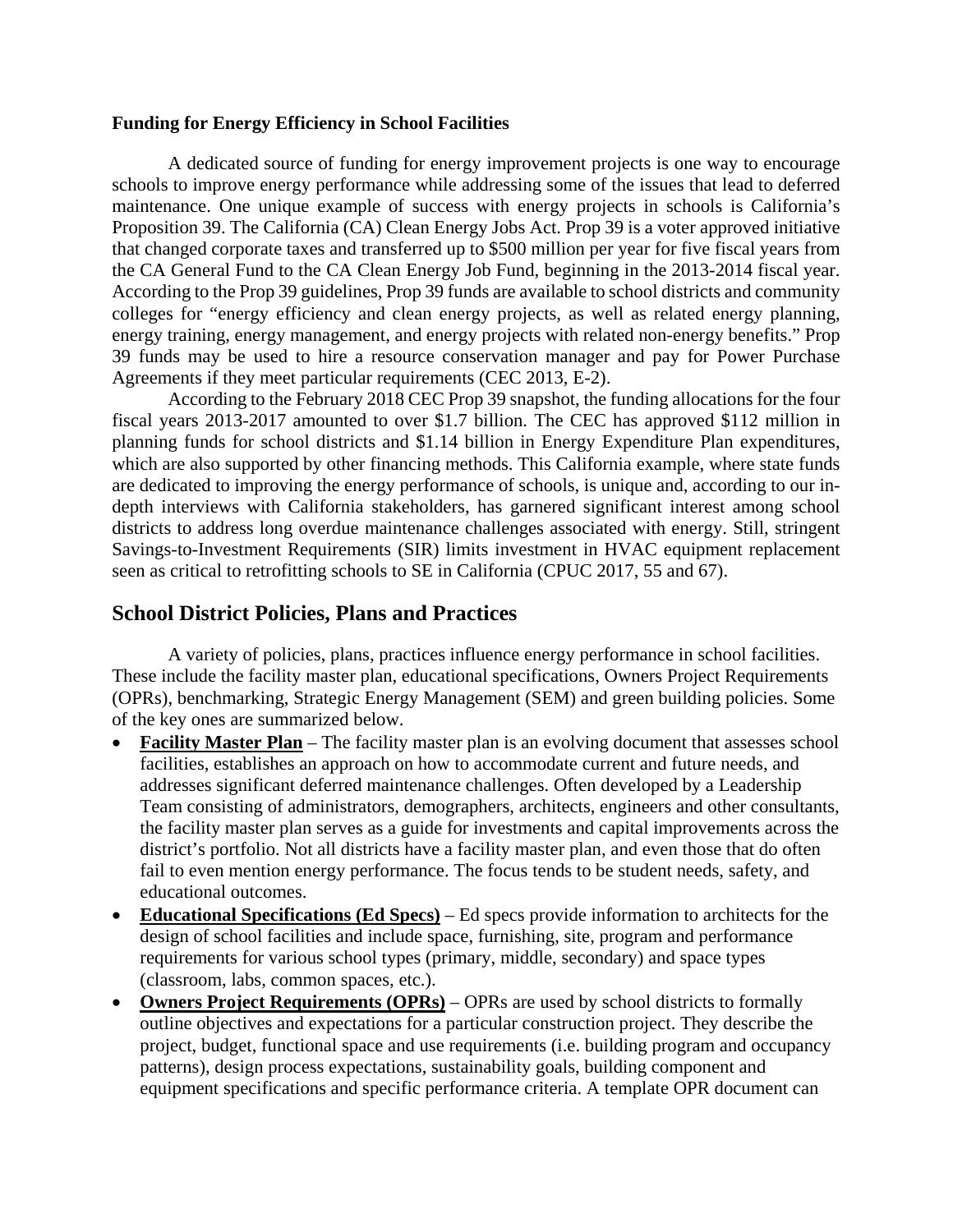**Funding for Energy Efficiency in School Facilities**

A dedicated source of funding for energy improvement projects is one way to encourage schools to improve energy performance while addressing some of the issues that lead to deferred maintenance. One unique example of success with energy projects in schools is California's Proposition 39. The California (CA) Clean Energy Jobs Act. Prop 39 is a voter approved initiative that changed corporate taxes and transferred up to $500 million per year for five fiscal years from the CA General Fund to the CA Clean Energy Job Fund, beginning in the 2013-2014 fiscal year. According to the Prop 39 guidelines, Prop 39 funds are available to school districts and community colleges for "energy efficiency and clean energy projects, as well as related energy planning, energy training, energy management, and energy projects with related non-energy benefits." Prop 39 funds may be used to hire a resource conservation manager and pay for Power Purchase Agreements if they meet particular requirements (CEC 2013, E-2).

According to the February 2018 CEC Prop 39 snapshot, the funding allocations for the four fiscal years 2013-2017 amounted to over $1.7 billion. The CEC has approved $112 million in planning funds for school districts and $1.14 billion in Energy Expenditure Plan expenditures, which are also supported by other financing methods. This California example, where state funds are dedicated to improving the energy performance of schools, is unique and, according to our in-depth interviews with California stakeholders, has garnered significant interest among school districts to address long overdue maintenance challenges associated with energy. Still, stringent Savings-to-Investment Requirements (SIR) limits investment in HVAC equipment replacement seen as critical to retrofitting schools to SE in California (CPUC 2017, 55 and 67).

## School District Policies, Plans and Practices

A variety of policies, plans, practices influence energy performance in school facilities. These include the facility master plan, educational specifications, Owners Project Requirements (OPRs), benchmarking, Strategic Energy Management (SEM) and green building policies. Some of the key ones are summarized below.

- **Facility Master Plan** – The facility master plan is an evolving document that assesses school facilities, establishes an approach on how to accommodate current and future needs, and addresses significant deferred maintenance challenges. Often developed by a Leadership Team consisting of administrators, demographers, architects, engineers and other consultants, the facility master plan serves as a guide for investments and capital improvements across the district's portfolio. Not all districts have a facility master plan, and even those that do often fail to even mention energy performance. The focus tends to be student needs, safety, and educational outcomes.
- **Educational Specifications (Ed Specs)** – Ed specs provide information to architects for the design of school facilities and include space, furnishing, site, program and performance requirements for various school types (primary, middle, secondary) and space types (classroom, labs, common spaces, etc.).
- **Owners Project Requirements (OPRs)** – OPRs are used by school districts to formally outline objectives and expectations for a particular construction project. They describe the project, budget, functional space and use requirements (i.e. building program and occupancy patterns), design process expectations, sustainability goals, building component and equipment specifications and specific performance criteria. A template OPR document can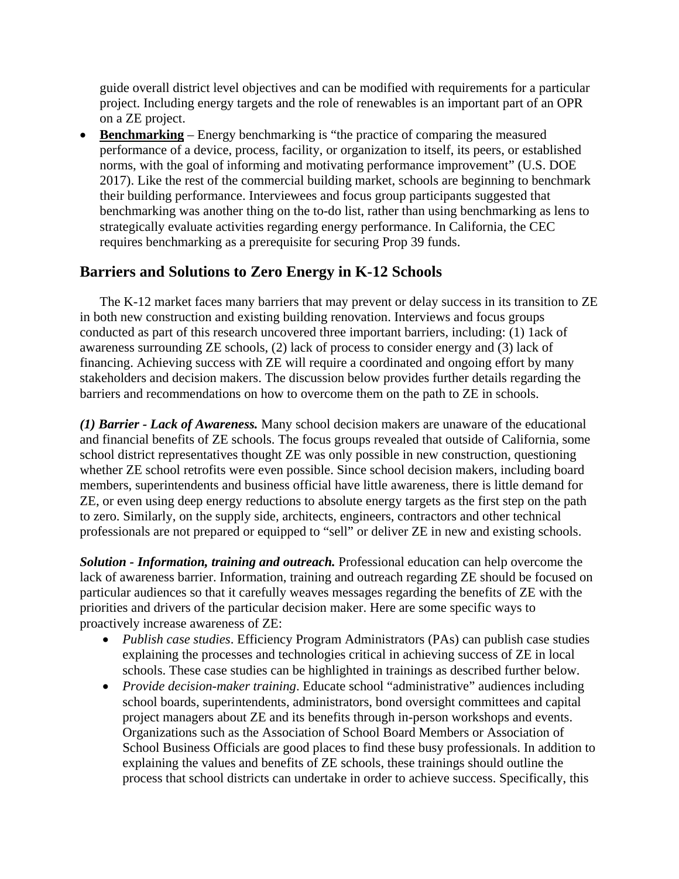guide overall district level objectives and can be modified with requirements for a particular project. Including energy targets and the role of renewables is an important part of an OPR on a ZE project.

- **Benchmarking** – Energy benchmarking is "the practice of comparing the measured performance of a device, process, facility, or organization to itself, its peers, or established norms, with the goal of informing and motivating performance improvement" (U.S. DOE 2017). Like the rest of the commercial building market, schools are beginning to benchmark their building performance. Interviewees and focus group participants suggested that benchmarking was another thing on the to-do list, rather than using benchmarking as lens to strategically evaluate activities regarding energy performance. In California, the CEC requires benchmarking as a prerequisite for securing Prop 39 funds.

## Barriers and Solutions to Zero Energy in K-12 Schools

The K-12 market faces many barriers that may prevent or delay success in its transition to ZE in both new construction and existing building renovation. Interviews and focus groups conducted as part of this research uncovered three important barriers, including: (1) 1ack of awareness surrounding ZE schools, (2) lack of process to consider energy and (3) lack of financing. Achieving success with ZE will require a coordinated and ongoing effort by many stakeholders and decision makers. The discussion below provides further details regarding the barriers and recommendations on how to overcome them on the path to ZE in schools.

***(1) Barrier - Lack of Awareness.*** Many school decision makers are unaware of the educational and financial benefits of ZE schools. The focus groups revealed that outside of California, some school district representatives thought ZE was only possible in new construction, questioning whether ZE school retrofits were even possible. Since school decision makers, including board members, superintendents and business official have little awareness, there is little demand for ZE, or even using deep energy reductions to absolute energy targets as the first step on the path to zero. Similarly, on the supply side, architects, engineers, contractors and other technical professionals are not prepared or equipped to "sell" or deliver ZE in new and existing schools.

***Solution - Information, training and outreach.*** Professional education can help overcome the lack of awareness barrier. Information, training and outreach regarding ZE should be focused on particular audiences so that it carefully weaves messages regarding the benefits of ZE with the priorities and drivers of the particular decision maker. Here are some specific ways to proactively increase awareness of ZE:

- *Publish case studies*. Efficiency Program Administrators (PAs) can publish case studies explaining the processes and technologies critical in achieving success of ZE in local schools. These case studies can be highlighted in trainings as described further below.
- *Provide decision-maker training*. Educate school "administrative" audiences including school boards, superintendents, administrators, bond oversight committees and capital project managers about ZE and its benefits through in-person workshops and events. Organizations such as the Association of School Board Members or Association of School Business Officials are good places to find these busy professionals. In addition to explaining the values and benefits of ZE schools, these trainings should outline the process that school districts can undertake in order to achieve success. Specifically, this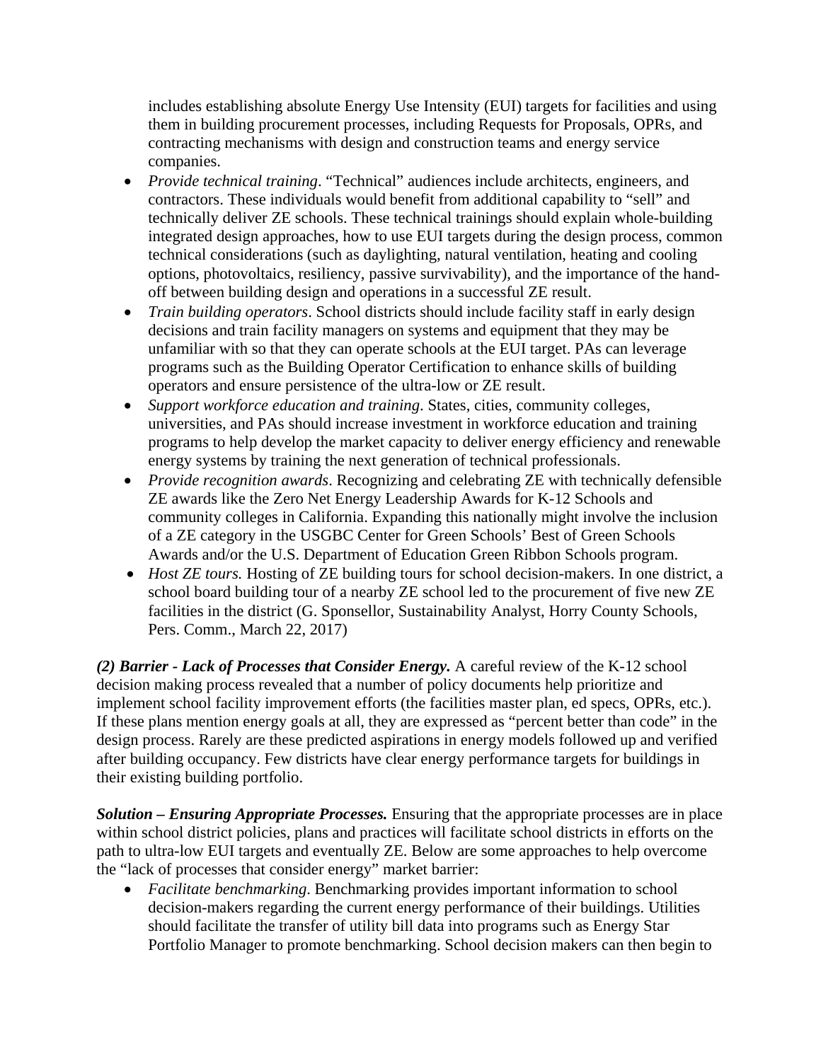includes establishing absolute Energy Use Intensity (EUI) targets for facilities and using them in building procurement processes, including Requests for Proposals, OPRs, and contracting mechanisms with design and construction teams and energy service companies.

- *Provide technical training*. "Technical" audiences include architects, engineers, and contractors. These individuals would benefit from additional capability to "sell" and technically deliver ZE schools. These technical trainings should explain whole-building integrated design approaches, how to use EUI targets during the design process, common technical considerations (such as daylighting, natural ventilation, heating and cooling options, photovoltaics, resiliency, passive survivability), and the importance of the hand-off between building design and operations in a successful ZE result.
- *Train building operators*. School districts should include facility staff in early design decisions and train facility managers on systems and equipment that they may be unfamiliar with so that they can operate schools at the EUI target. PAs can leverage programs such as the Building Operator Certification to enhance skills of building operators and ensure persistence of the ultra-low or ZE result.
- *Support workforce education and training*. States, cities, community colleges, universities, and PAs should increase investment in workforce education and training programs to help develop the market capacity to deliver energy efficiency and renewable energy systems by training the next generation of technical professionals.
- *Provide recognition awards*. Recognizing and celebrating ZE with technically defensible ZE awards like the Zero Net Energy Leadership Awards for K-12 Schools and community colleges in California. Expanding this nationally might involve the inclusion of a ZE category in the USGBC Center for Green Schools' Best of Green Schools Awards and/or the U.S. Department of Education Green Ribbon Schools program.
- *Host ZE tours.* Hosting of ZE building tours for school decision-makers. In one district, a school board building tour of a nearby ZE school led to the procurement of five new ZE facilities in the district (G. Sponsellor, Sustainability Analyst, Horry County Schools, Pers. Comm., March 22, 2017)

***(2) Barrier - Lack of Processes that Consider Energy.*** A careful review of the K-12 school decision making process revealed that a number of policy documents help prioritize and implement school facility improvement efforts (the facilities master plan, ed specs, OPRs, etc.). If these plans mention energy goals at all, they are expressed as "percent better than code" in the design process. Rarely are these predicted aspirations in energy models followed up and verified after building occupancy. Few districts have clear energy performance targets for buildings in their existing building portfolio.

***Solution – Ensuring Appropriate Processes.*** Ensuring that the appropriate processes are in place within school district policies, plans and practices will facilitate school districts in efforts on the path to ultra-low EUI targets and eventually ZE. Below are some approaches to help overcome the "lack of processes that consider energy" market barrier:

- *Facilitate benchmarking*. Benchmarking provides important information to school decision-makers regarding the current energy performance of their buildings. Utilities should facilitate the transfer of utility bill data into programs such as Energy Star Portfolio Manager to promote benchmarking. School decision makers can then begin to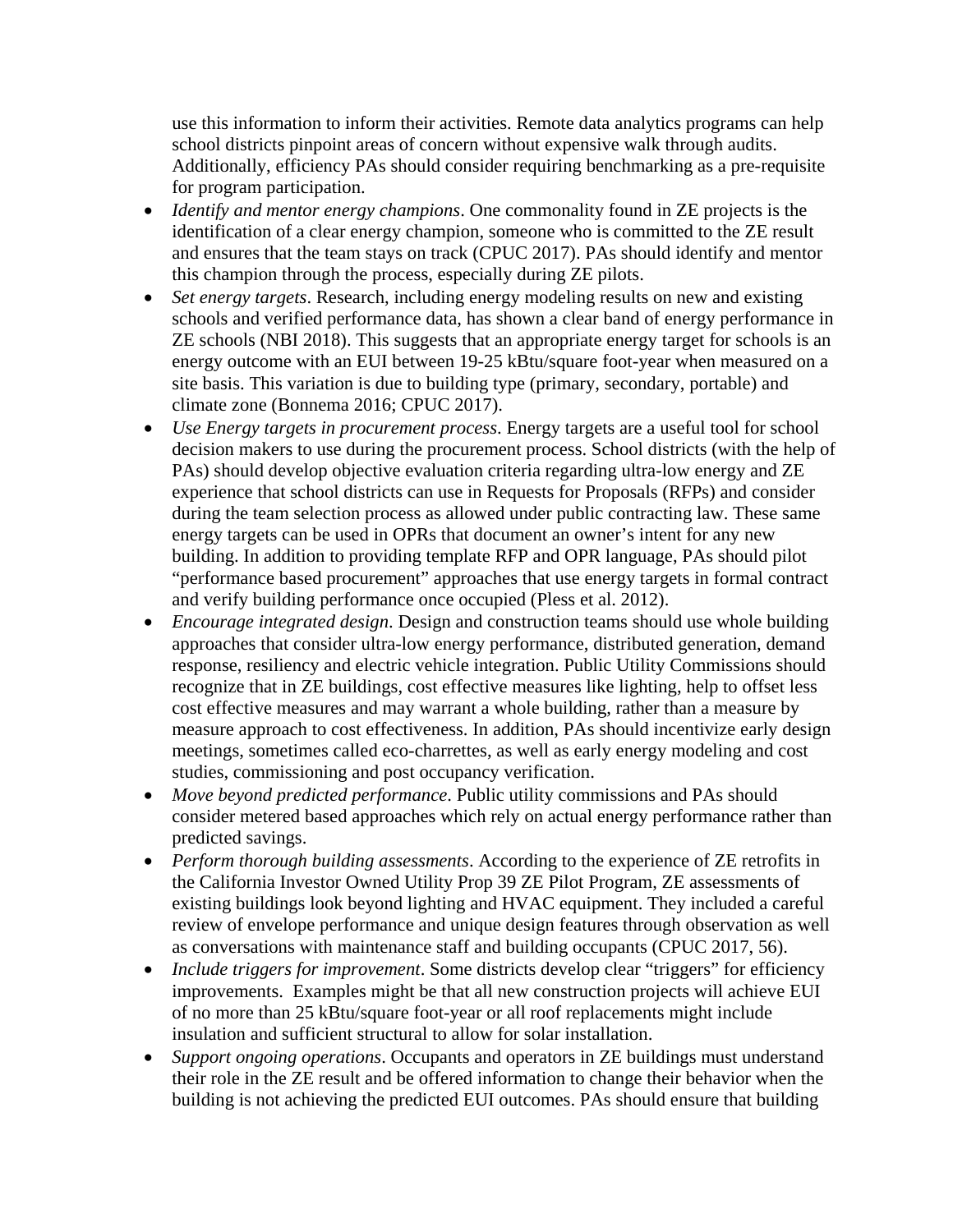use this information to inform their activities. Remote data analytics programs can help school districts pinpoint areas of concern without expensive walk through audits. Additionally, efficiency PAs should consider requiring benchmarking as a pre-requisite for program participation.

- *Identify and mentor energy champions*. One commonality found in ZE projects is the identification of a clear energy champion, someone who is committed to the ZE result and ensures that the team stays on track (CPUC 2017). PAs should identify and mentor this champion through the process, especially during ZE pilots.
- *Set energy targets*. Research, including energy modeling results on new and existing schools and verified performance data, has shown a clear band of energy performance in ZE schools (NBI 2018). This suggests that an appropriate energy target for schools is an energy outcome with an EUI between 19-25 kBtu/square foot-year when measured on a site basis. This variation is due to building type (primary, secondary, portable) and climate zone (Bonnema 2016; CPUC 2017).
- *Use Energy targets in procurement process*. Energy targets are a useful tool for school decision makers to use during the procurement process. School districts (with the help of PAs) should develop objective evaluation criteria regarding ultra-low energy and ZE experience that school districts can use in Requests for Proposals (RFPs) and consider during the team selection process as allowed under public contracting law. These same energy targets can be used in OPRs that document an owner's intent for any new building. In addition to providing template RFP and OPR language, PAs should pilot "performance based procurement" approaches that use energy targets in formal contract and verify building performance once occupied (Pless et al. 2012).
- *Encourage integrated design*. Design and construction teams should use whole building approaches that consider ultra-low energy performance, distributed generation, demand response, resiliency and electric vehicle integration. Public Utility Commissions should recognize that in ZE buildings, cost effective measures like lighting, help to offset less cost effective measures and may warrant a whole building, rather than a measure by measure approach to cost effectiveness. In addition, PAs should incentivize early design meetings, sometimes called eco-charrettes, as well as early energy modeling and cost studies, commissioning and post occupancy verification.
- *Move beyond predicted performance*. Public utility commissions and PAs should consider metered based approaches which rely on actual energy performance rather than predicted savings.
- *Perform thorough building assessments*. According to the experience of ZE retrofits in the California Investor Owned Utility Prop 39 ZE Pilot Program, ZE assessments of existing buildings look beyond lighting and HVAC equipment. They included a careful review of envelope performance and unique design features through observation as well as conversations with maintenance staff and building occupants (CPUC 2017, 56).
- *Include triggers for improvement*. Some districts develop clear "triggers" for efficiency improvements. Examples might be that all new construction projects will achieve EUI of no more than 25 kBtu/square foot-year or all roof replacements might include insulation and sufficient structural to allow for solar installation.
- *Support ongoing operations*. Occupants and operators in ZE buildings must understand their role in the ZE result and be offered information to change their behavior when the building is not achieving the predicted EUI outcomes. PAs should ensure that building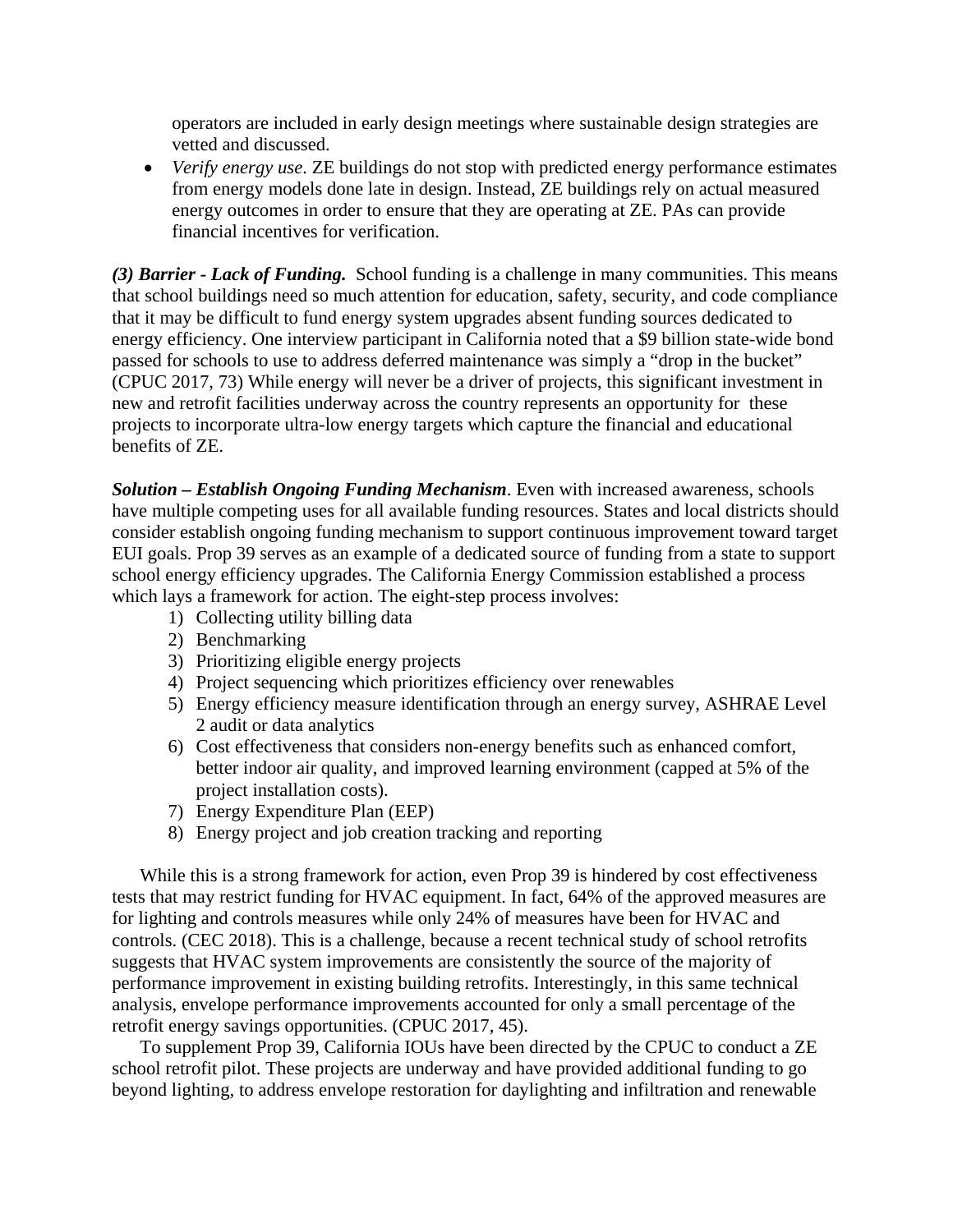operators are included in early design meetings where sustainable design strategies are vetted and discussed.

- *Verify energy use*. ZE buildings do not stop with predicted energy performance estimates from energy models done late in design. Instead, ZE buildings rely on actual measured energy outcomes in order to ensure that they are operating at ZE. PAs can provide financial incentives for verification.

***(3) Barrier - Lack of Funding.*** School funding is a challenge in many communities. This means that school buildings need so much attention for education, safety, security, and code compliance that it may be difficult to fund energy system upgrades absent funding sources dedicated to energy efficiency. One interview participant in California noted that a $9 billion state-wide bond passed for schools to use to address deferred maintenance was simply a "drop in the bucket" (CPUC 2017, 73) While energy will never be a driver of projects, this significant investment in new and retrofit facilities underway across the country represents an opportunity for these projects to incorporate ultra-low energy targets which capture the financial and educational benefits of ZE.

***Solution – Establish Ongoing Funding Mechanism***. Even with increased awareness, schools have multiple competing uses for all available funding resources. States and local districts should consider establish ongoing funding mechanism to support continuous improvement toward target EUI goals. Prop 39 serves as an example of a dedicated source of funding from a state to support school energy efficiency upgrades. The California Energy Commission established a process which lays a framework for action. The eight-step process involves:

1) Collecting utility billing data
2) Benchmarking
3) Prioritizing eligible energy projects
4) Project sequencing which prioritizes efficiency over renewables
5) Energy efficiency measure identification through an energy survey, ASHRAE Level 2 audit or data analytics
6) Cost effectiveness that considers non-energy benefits such as enhanced comfort, better indoor air quality, and improved learning environment (capped at 5% of the project installation costs).
7) Energy Expenditure Plan (EEP)
8) Energy project and job creation tracking and reporting

While this is a strong framework for action, even Prop 39 is hindered by cost effectiveness tests that may restrict funding for HVAC equipment. In fact, 64% of the approved measures are for lighting and controls measures while only 24% of measures have been for HVAC and controls. (CEC 2018). This is a challenge, because a recent technical study of school retrofits suggests that HVAC system improvements are consistently the source of the majority of performance improvement in existing building retrofits. Interestingly, in this same technical analysis, envelope performance improvements accounted for only a small percentage of the retrofit energy savings opportunities. (CPUC 2017, 45).

To supplement Prop 39, California IOUs have been directed by the CPUC to conduct a ZE school retrofit pilot. These projects are underway and have provided additional funding to go beyond lighting, to address envelope restoration for daylighting and infiltration and renewable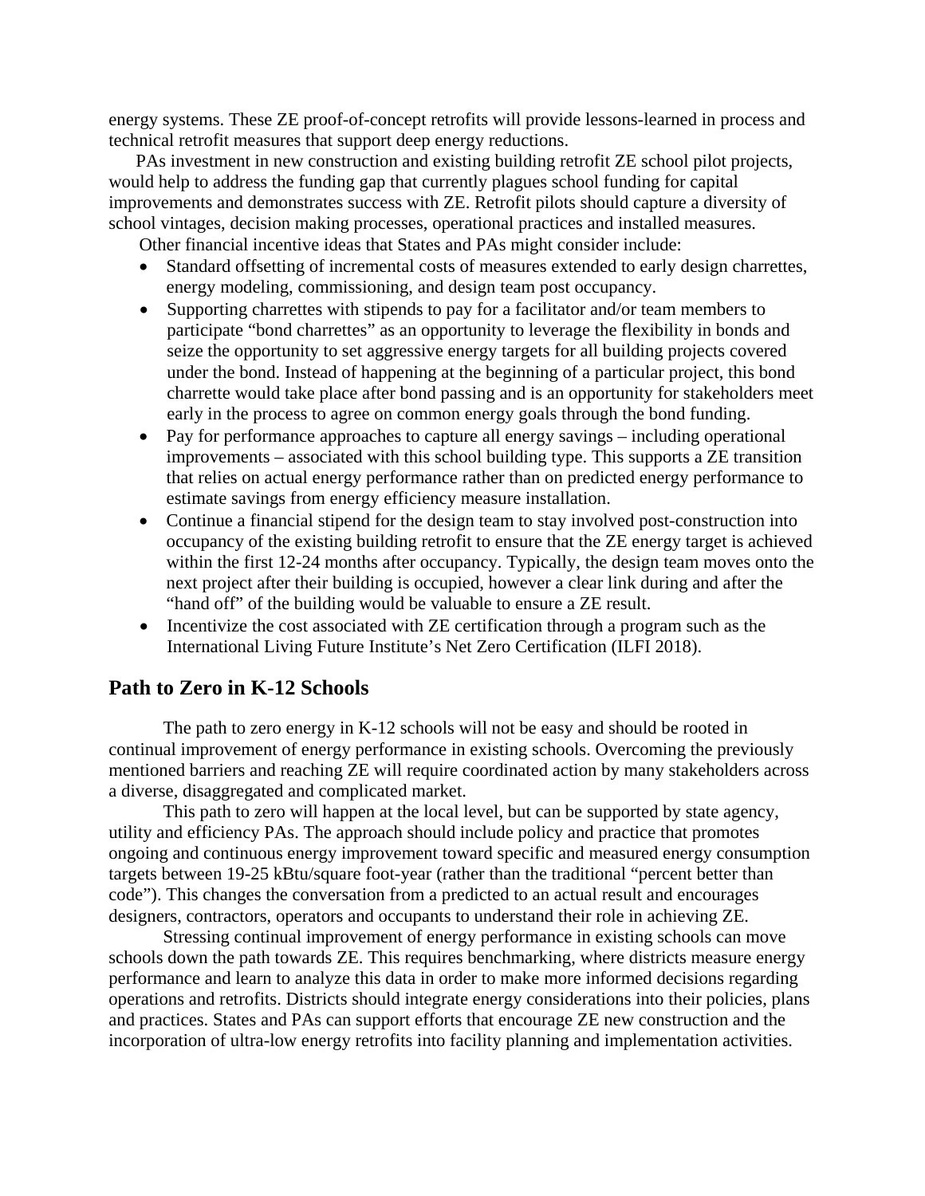energy systems. These ZE proof-of-concept retrofits will provide lessons-learned in process and technical retrofit measures that support deep energy reductions.

PAs investment in new construction and existing building retrofit ZE school pilot projects, would help to address the funding gap that currently plagues school funding for capital improvements and demonstrates success with ZE. Retrofit pilots should capture a diversity of school vintages, decision making processes, operational practices and installed measures.

Other financial incentive ideas that States and PAs might consider include:

- Standard offsetting of incremental costs of measures extended to early design charrettes, energy modeling, commissioning, and design team post occupancy.
- Supporting charrettes with stipends to pay for a facilitator and/or team members to participate "bond charrettes" as an opportunity to leverage the flexibility in bonds and seize the opportunity to set aggressive energy targets for all building projects covered under the bond. Instead of happening at the beginning of a particular project, this bond charrette would take place after bond passing and is an opportunity for stakeholders meet early in the process to agree on common energy goals through the bond funding.
- Pay for performance approaches to capture all energy savings – including operational improvements – associated with this school building type. This supports a ZE transition that relies on actual energy performance rather than on predicted energy performance to estimate savings from energy efficiency measure installation.
- Continue a financial stipend for the design team to stay involved post-construction into occupancy of the existing building retrofit to ensure that the ZE energy target is achieved within the first 12-24 months after occupancy. Typically, the design team moves onto the next project after their building is occupied, however a clear link during and after the "hand off" of the building would be valuable to ensure a ZE result.
- Incentivize the cost associated with ZE certification through a program such as the International Living Future Institute's Net Zero Certification (ILFI 2018).

## Path to Zero in K-12 Schools

The path to zero energy in K-12 schools will not be easy and should be rooted in continual improvement of energy performance in existing schools. Overcoming the previously mentioned barriers and reaching ZE will require coordinated action by many stakeholders across a diverse, disaggregated and complicated market.

This path to zero will happen at the local level, but can be supported by state agency, utility and efficiency PAs. The approach should include policy and practice that promotes ongoing and continuous energy improvement toward specific and measured energy consumption targets between 19-25 kBtu/square foot-year (rather than the traditional "percent better than code"). This changes the conversation from a predicted to an actual result and encourages designers, contractors, operators and occupants to understand their role in achieving ZE.

Stressing continual improvement of energy performance in existing schools can move schools down the path towards ZE. This requires benchmarking, where districts measure energy performance and learn to analyze this data in order to make more informed decisions regarding operations and retrofits. Districts should integrate energy considerations into their policies, plans and practices. States and PAs can support efforts that encourage ZE new construction and the incorporation of ultra-low energy retrofits into facility planning and implementation activities.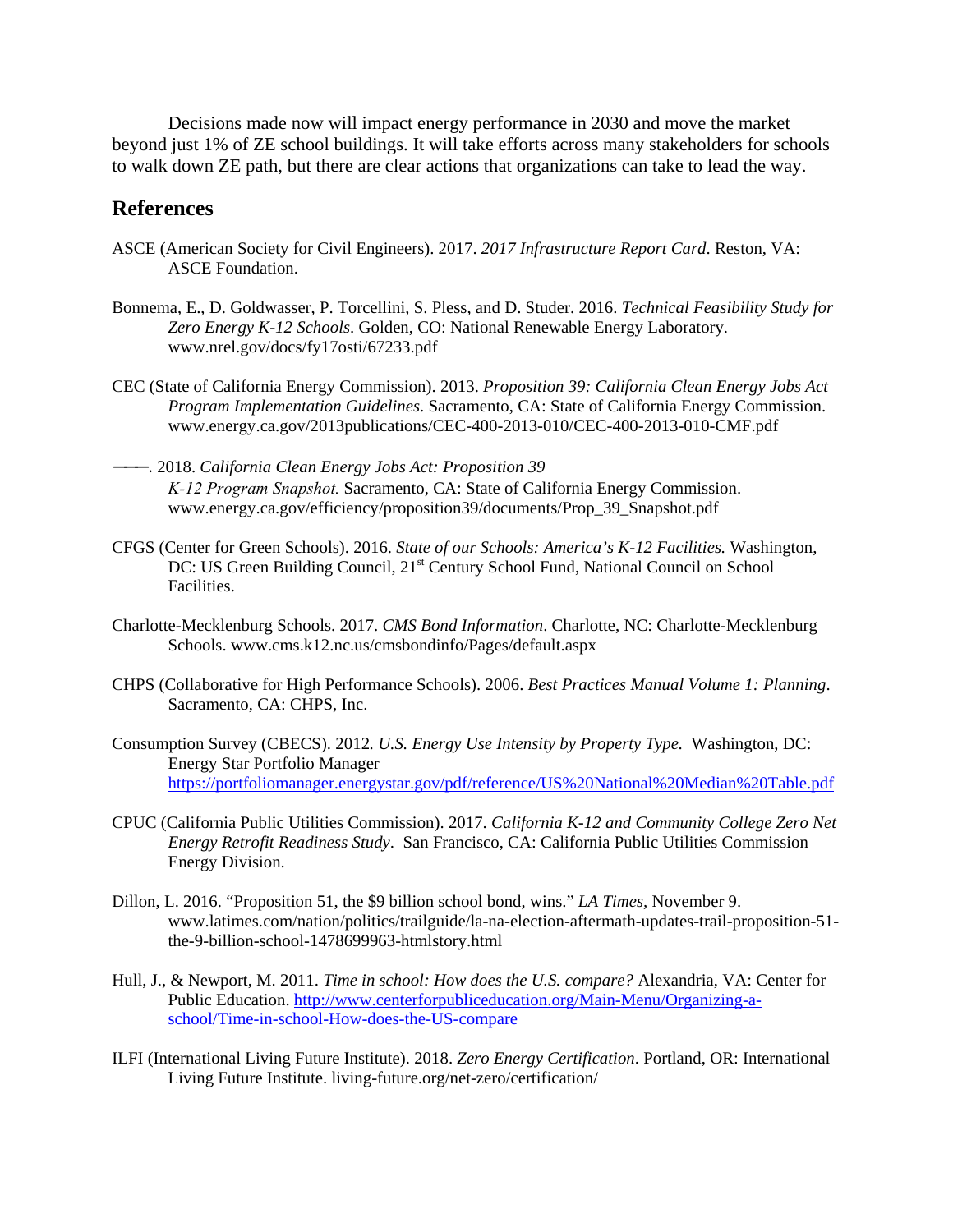Decisions made now will impact energy performance in 2030 and move the market beyond just 1% of ZE school buildings. It will take efforts across many stakeholders for schools to walk down ZE path, but there are clear actions that organizations can take to lead the way.

## References

ASCE (American Society for Civil Engineers). 2017. *2017 Infrastructure Report Card*. Reston, VA: ASCE Foundation.

Bonnema, E., D. Goldwasser, P. Torcellini, S. Pless, and D. Studer. 2016. *Technical Feasibility Study for Zero Energy K-12 Schools*. Golden, CO: National Renewable Energy Laboratory. www.nrel.gov/docs/fy17osti/67233.pdf

CEC (State of California Energy Commission). 2013. *Proposition 39: California Clean Energy Jobs Act Program Implementation Guidelines*. Sacramento, CA: State of California Energy Commission. www.energy.ca.gov/2013publications/CEC-400-2013-010/CEC-400-2013-010-CMF.pdf

———. 2018. *California Clean Energy Jobs Act: Proposition 39 K-12 Program Snapshot.* Sacramento, CA: State of California Energy Commission. www.energy.ca.gov/efficiency/proposition39/documents/Prop_39_Snapshot.pdf

CFGS (Center for Green Schools). 2016. *State of our Schools: America's K-12 Facilities.* Washington, DC: US Green Building Council, 21st Century School Fund, National Council on School Facilities.

Charlotte-Mecklenburg Schools. 2017. *CMS Bond Information*. Charlotte, NC: Charlotte-Mecklenburg Schools. www.cms.k12.nc.us/cmsbondinfo/Pages/default.aspx

CHPS (Collaborative for High Performance Schools). 2006. *Best Practices Manual Volume 1: Planning*. Sacramento, CA: CHPS, Inc.

Consumption Survey (CBECS). 2012. *U.S. Energy Use Intensity by Property Type.* Washington, DC: Energy Star Portfolio Manager https://portfoliomanager.energystar.gov/pdf/reference/US%20National%20Median%20Table.pdf

CPUC (California Public Utilities Commission). 2017. *California K-12 and Community College Zero Net Energy Retrofit Readiness Study*. San Francisco, CA: California Public Utilities Commission Energy Division.

Dillon, L. 2016. "Proposition 51, the $9 billion school bond, wins." *LA Times*, November 9. www.latimes.com/nation/politics/trailguide/la-na-election-aftermath-updates-trail-proposition-51-the-9-billion-school-1478699963-htmlstory.html

Hull, J., & Newport, M. 2011. *Time in school: How does the U.S. compare?* Alexandria, VA: Center for Public Education. http://www.centerforpubliceducation.org/Main-Menu/Organizing-a-school/Time-in-school-How-does-the-US-compare

ILFI (International Living Future Institute). 2018. *Zero Energy Certification*. Portland, OR: International Living Future Institute. living-future.org/net-zero/certification/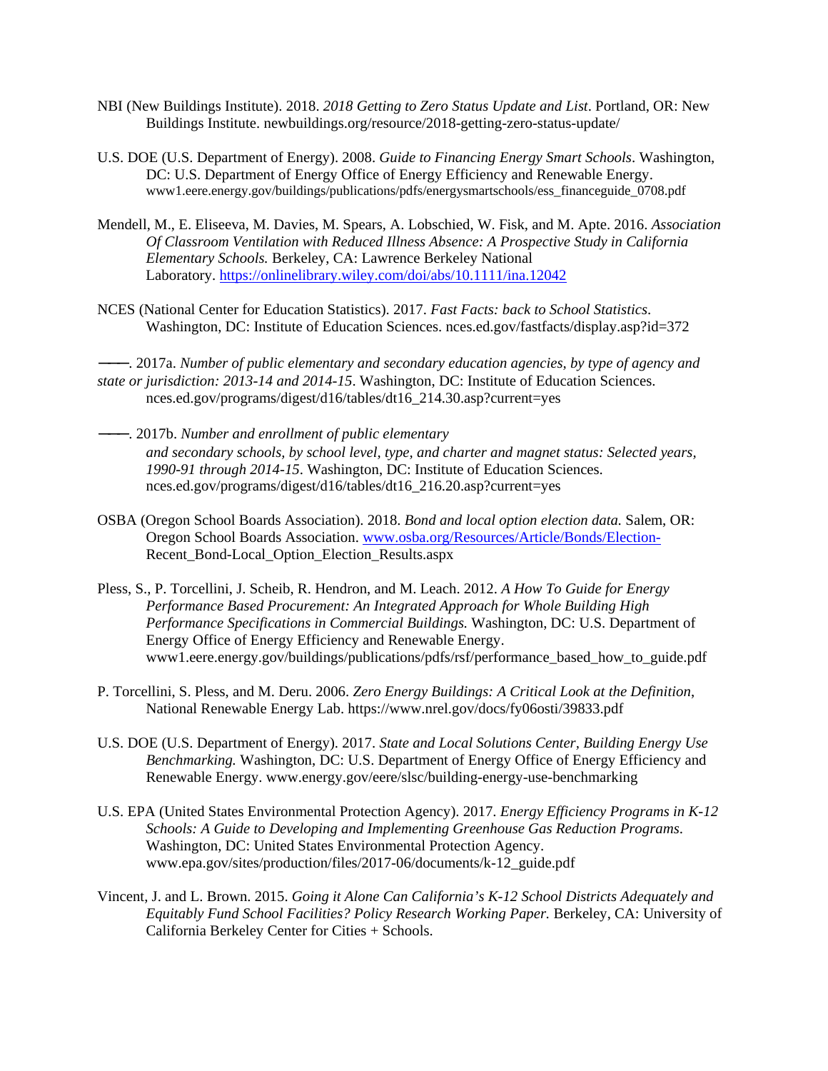NBI (New Buildings Institute). 2018. *2018 Getting to Zero Status Update and List*. Portland, OR: New Buildings Institute. newbuildings.org/resource/2018-getting-zero-status-update/

U.S. DOE (U.S. Department of Energy). 2008. *Guide to Financing Energy Smart Schools*. Washington, DC: U.S. Department of Energy Office of Energy Efficiency and Renewable Energy. www1.eere.energy.gov/buildings/publications/pdfs/energysmartschools/ess_financeguide_0708.pdf

Mendell, M., E. Eliseeva, M. Davies, M. Spears, A. Lobschied, W. Fisk, and M. Apte. 2016. *Association Of Classroom Ventilation with Reduced Illness Absence: A Prospective Study in California Elementary Schools.* Berkeley, CA: Lawrence Berkeley National Laboratory. https://onlinelibrary.wiley.com/doi/abs/10.1111/ina.12042

NCES (National Center for Education Statistics). 2017. *Fast Facts: back to School Statistics*. Washington, DC: Institute of Education Sciences. nces.ed.gov/fastfacts/display.asp?id=372

———. 2017a. *Number of public elementary and secondary education agencies, by type of agency and state or jurisdiction: 2013-14 and 2014-15*. Washington, DC: Institute of Education Sciences. nces.ed.gov/programs/digest/d16/tables/dt16_214.30.asp?current=yes

———. 2017b. *Number and enrollment of public elementary and secondary schools, by school level, type, and charter and magnet status: Selected years, 1990-91 through 2014-15*. Washington, DC: Institute of Education Sciences. nces.ed.gov/programs/digest/d16/tables/dt16_216.20.asp?current=yes

OSBA (Oregon School Boards Association). 2018. *Bond and local option election data.* Salem, OR: Oregon School Boards Association. www.osba.org/Resources/Article/Bonds/Election-Recent_Bond-Local_Option_Election_Results.aspx

Pless, S., P. Torcellini, J. Scheib, R. Hendron, and M. Leach. 2012. *A How To Guide for Energy Performance Based Procurement: An Integrated Approach for Whole Building High Performance Specifications in Commercial Buildings.* Washington, DC: U.S. Department of Energy Office of Energy Efficiency and Renewable Energy. www1.eere.energy.gov/buildings/publications/pdfs/rsf/performance_based_how_to_guide.pdf

P. Torcellini, S. Pless, and M. Deru. 2006. *Zero Energy Buildings: A Critical Look at the Definition*, National Renewable Energy Lab. https://www.nrel.gov/docs/fy06osti/39833.pdf

U.S. DOE (U.S. Department of Energy). 2017. *State and Local Solutions Center, Building Energy Use Benchmarking.* Washington, DC: U.S. Department of Energy Office of Energy Efficiency and Renewable Energy. www.energy.gov/eere/slsc/building-energy-use-benchmarking

U.S. EPA (United States Environmental Protection Agency). 2017. *Energy Efficiency Programs in K-12 Schools: A Guide to Developing and Implementing Greenhouse Gas Reduction Programs*. Washington, DC: United States Environmental Protection Agency. www.epa.gov/sites/production/files/2017-06/documents/k-12_guide.pdf

Vincent, J. and L. Brown. 2015. *Going it Alone Can California's K-12 School Districts Adequately and Equitably Fund School Facilities? Policy Research Working Paper.* Berkeley, CA: University of California Berkeley Center for Cities + Schools.